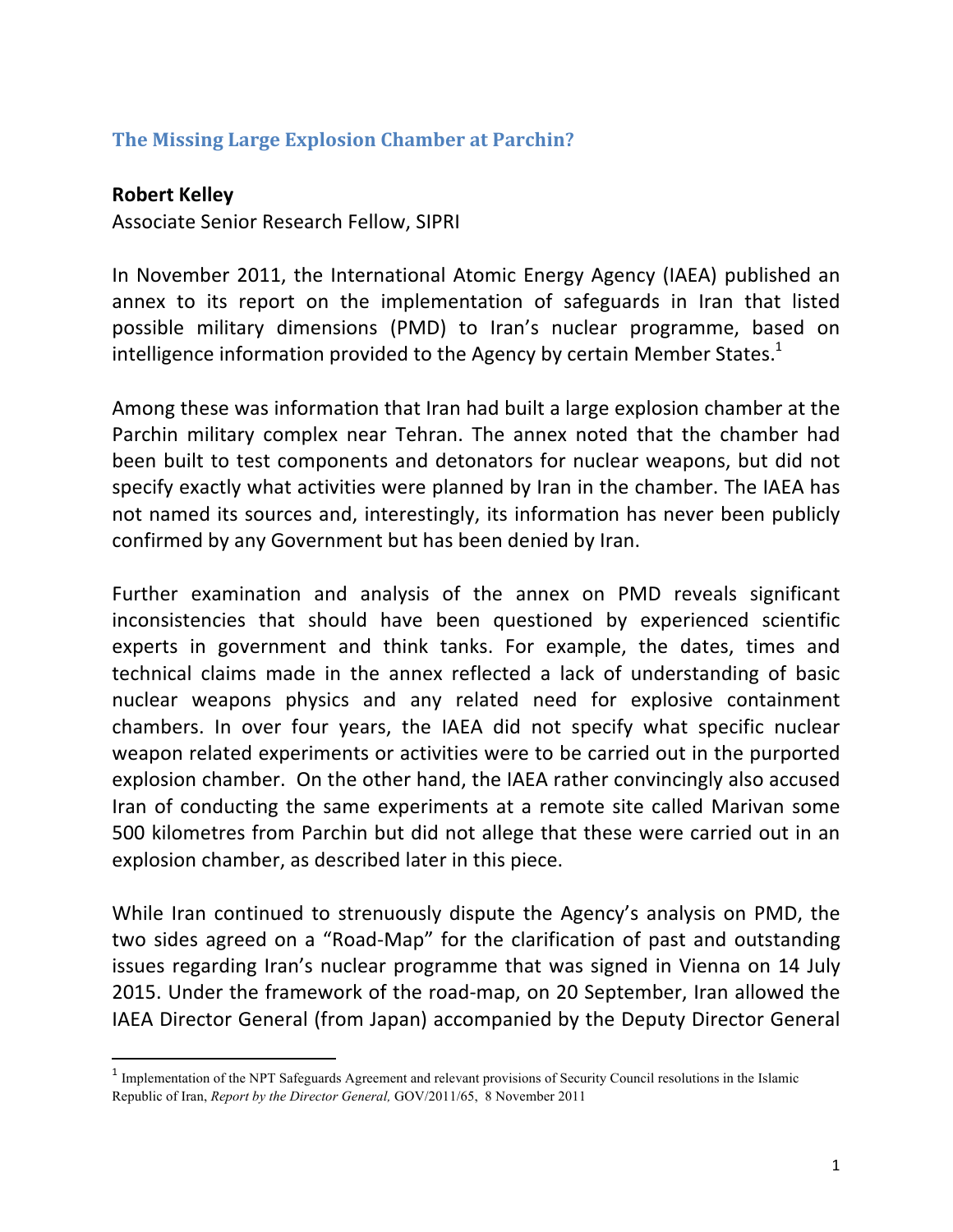## The Missing Large Explosion Chamber at Parchin?

**Robert Kelley**
Associate Senior Research Fellow, SIPRI

In November 2011, the International Atomic Energy Agency (IAEA) published an annex to its report on the implementation of safeguards in Iran that listed possible military dimensions (PMD) to Iran's nuclear programme, based on intelligence information provided to the Agency by certain Member States.[1]

Among these was information that Iran had built a large explosion chamber at the Parchin military complex near Tehran. The annex noted that the chamber had been built to test components and detonators for nuclear weapons, but did not specify exactly what activities were planned by Iran in the chamber. The IAEA has not named its sources and, interestingly, its information has never been publicly confirmed by any Government but has been denied by Iran.

Further examination and analysis of the annex on PMD reveals significant inconsistencies that should have been questioned by experienced scientific experts in government and think tanks. For example, the dates, times and technical claims made in the annex reflected a lack of understanding of basic nuclear weapons physics and any related need for explosive containment chambers. In over four years, the IAEA did not specify what specific nuclear weapon related experiments or activities were to be carried out in the purported explosion chamber. On the other hand, the IAEA rather convincingly also accused Iran of conducting the same experiments at a remote site called Marivan some 500 kilometres from Parchin but did not allege that these were carried out in an explosion chamber, as described later in this piece.

While Iran continued to strenuously dispute the Agency's analysis on PMD, the two sides agreed on a "Road-Map" for the clarification of past and outstanding issues regarding Iran's nuclear programme that was signed in Vienna on 14 July 2015. Under the framework of the road-map, on 20 September, Iran allowed the IAEA Director General (from Japan) accompanied by the Deputy Director General

[1] Implementation of the NPT Safeguards Agreement and relevant provisions of Security Council resolutions in the Islamic Republic of Iran, *Report by the Director General,* GOV/2011/65, 8 November 2011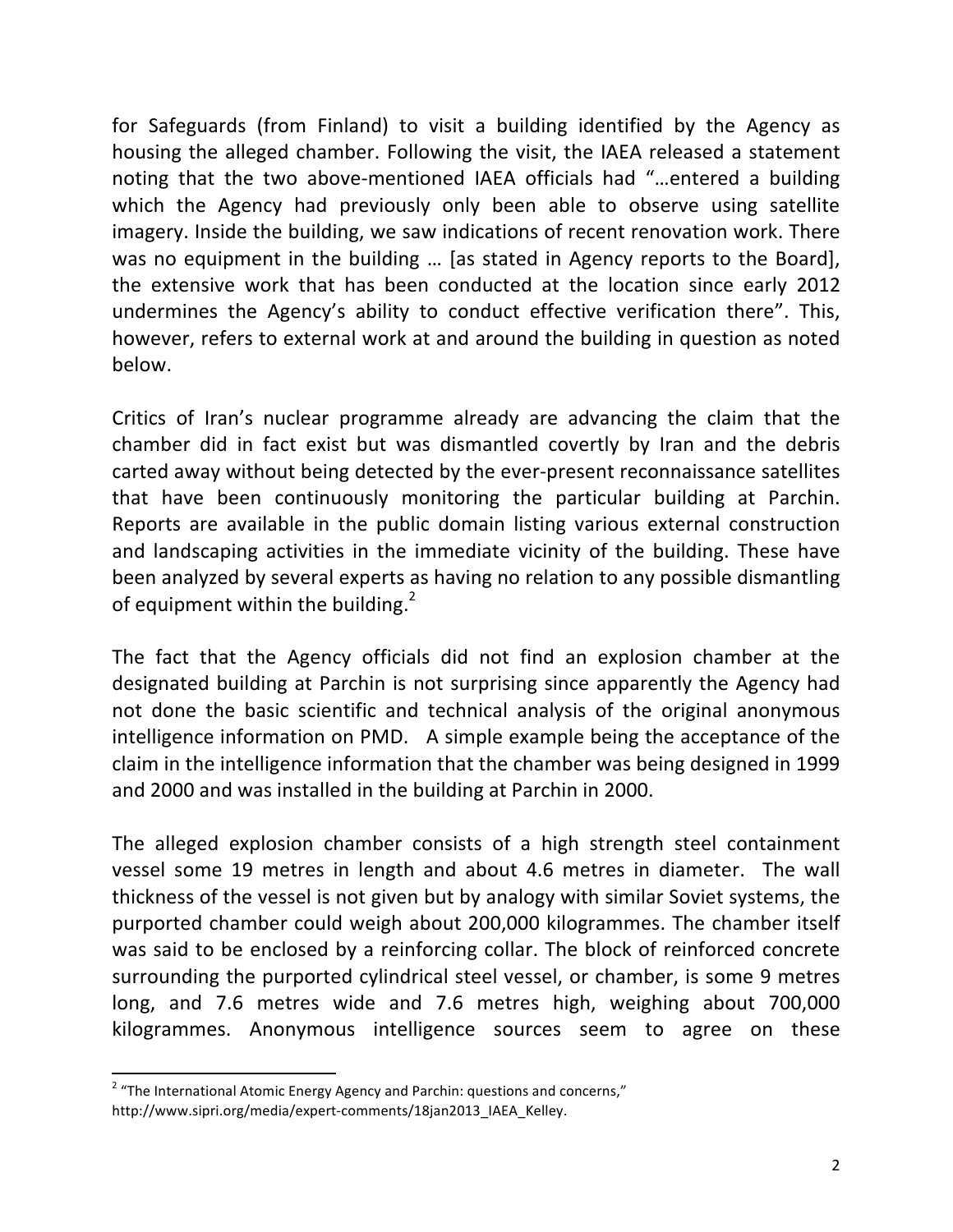for Safeguards (from Finland) to visit a building identified by the Agency as housing the alleged chamber. Following the visit, the IAEA released a statement noting that the two above-mentioned IAEA officials had "…entered a building which the Agency had previously only been able to observe using satellite imagery. Inside the building, we saw indications of recent renovation work. There was no equipment in the building … [as stated in Agency reports to the Board], the extensive work that has been conducted at the location since early 2012 undermines the Agency's ability to conduct effective verification there". This, however, refers to external work at and around the building in question as noted below.

Critics of Iran's nuclear programme already are advancing the claim that the chamber did in fact exist but was dismantled covertly by Iran and the debris carted away without being detected by the ever-present reconnaissance satellites that have been continuously monitoring the particular building at Parchin. Reports are available in the public domain listing various external construction and landscaping activities in the immediate vicinity of the building. These have been analyzed by several experts as having no relation to any possible dismantling of equipment within the building.[2]

The fact that the Agency officials did not find an explosion chamber at the designated building at Parchin is not surprising since apparently the Agency had not done the basic scientific and technical analysis of the original anonymous intelligence information on PMD. A simple example being the acceptance of the claim in the intelligence information that the chamber was being designed in 1999 and 2000 and was installed in the building at Parchin in 2000.

The alleged explosion chamber consists of a high strength steel containment vessel some 19 metres in length and about 4.6 metres in diameter. The wall thickness of the vessel is not given but by analogy with similar Soviet systems, the purported chamber could weigh about 200,000 kilogrammes. The chamber itself was said to be enclosed by a reinforcing collar. The block of reinforced concrete surrounding the purported cylindrical steel vessel, or chamber, is some 9 metres long, and 7.6 metres wide and 7.6 metres high, weighing about 700,000 kilogrammes. Anonymous intelligence sources seem to agree on these

---

[2] "The International Atomic Energy Agency and Parchin: questions and concerns," http://www.sipri.org/media/expert-comments/18jan2013_IAEA_Kelley.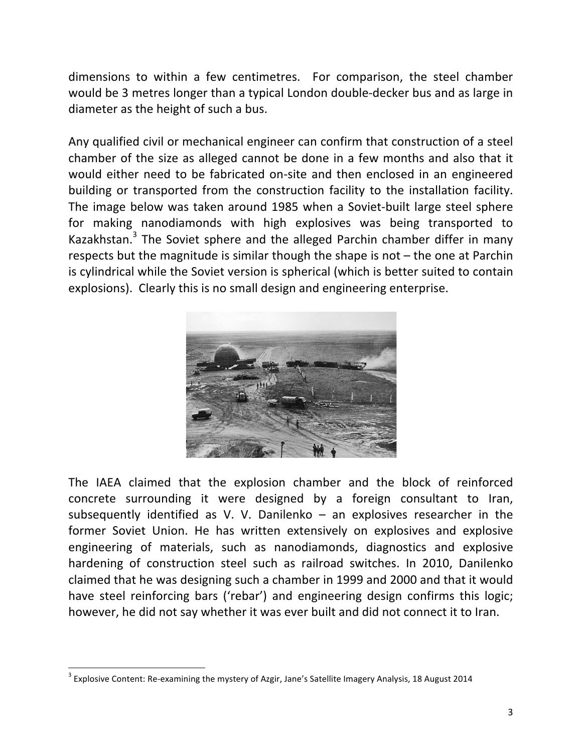dimensions to within a few centimetres. For comparison, the steel chamber would be 3 metres longer than a typical London double-decker bus and as large in diameter as the height of such a bus.

Any qualified civil or mechanical engineer can confirm that construction of a steel chamber of the size as alleged cannot be done in a few months and also that it would either need to be fabricated on-site and then enclosed in an engineered building or transported from the construction facility to the installation facility. The image below was taken around 1985 when a Soviet-built large steel sphere for making nanodiamonds with high explosives was being transported to Kazakhstan.[3] The Soviet sphere and the alleged Parchin chamber differ in many respects but the magnitude is similar though the shape is not – the one at Parchin is cylindrical while the Soviet version is spherical (which is better suited to contain explosions). Clearly this is no small design and engineering enterprise.

The IAEA claimed that the explosion chamber and the block of reinforced concrete surrounding it were designed by a foreign consultant to Iran, subsequently identified as V. V. Danilenko – an explosives researcher in the former Soviet Union. He has written extensively on explosives and explosive engineering of materials, such as nanodiamonds, diagnostics and explosive hardening of construction steel such as railroad switches. In 2010, Danilenko claimed that he was designing such a chamber in 1999 and 2000 and that it would have steel reinforcing bars ('rebar') and engineering design confirms this logic; however, he did not say whether it was ever built and did not connect it to Iran.

[3] Explosive Content: Re-examining the mystery of Azgir, Jane's Satellite Imagery Analysis, 18 August 2014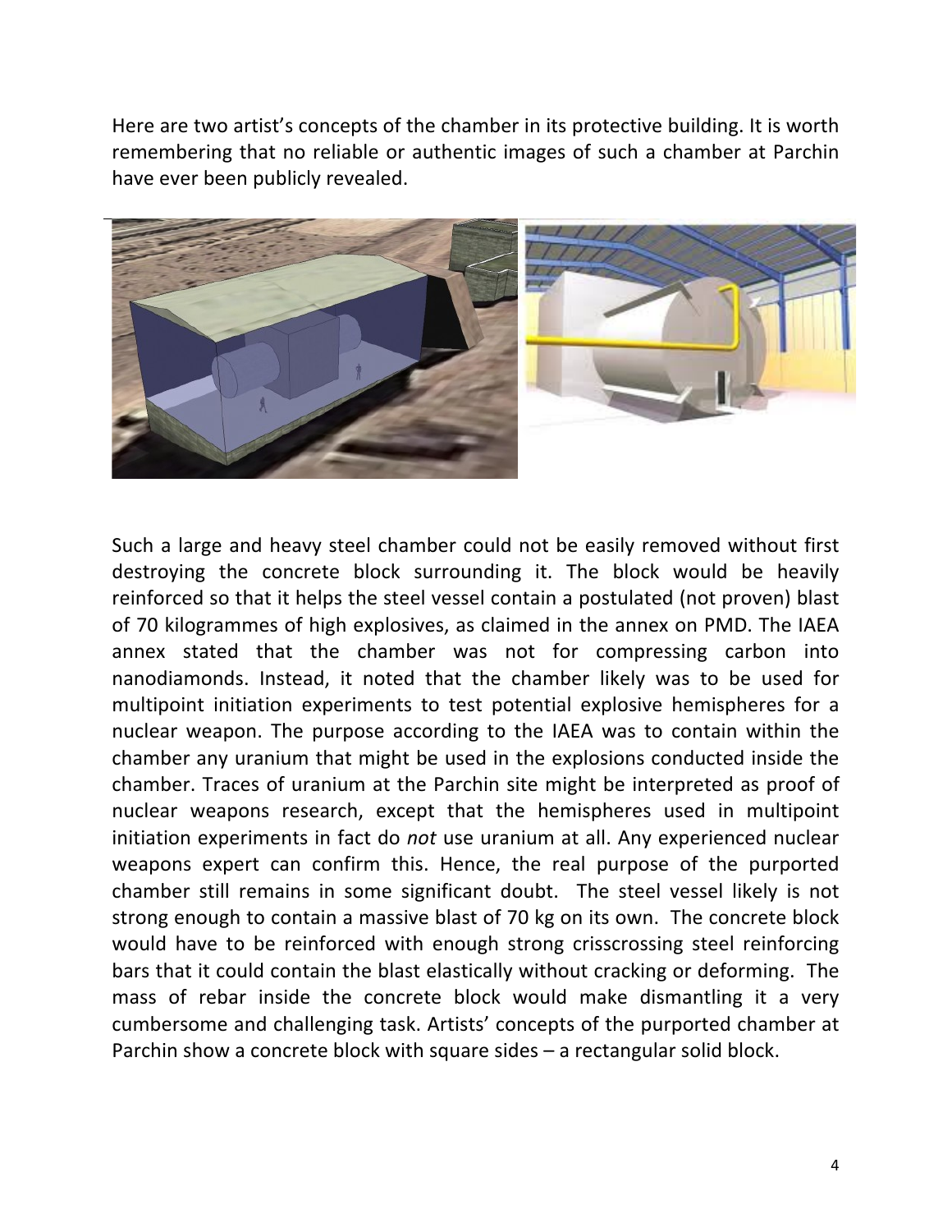Here are two artist's concepts of the chamber in its protective building. It is worth remembering that no reliable or authentic images of such a chamber at Parchin have ever been publicly revealed.

Such a large and heavy steel chamber could not be easily removed without first destroying the concrete block surrounding it. The block would be heavily reinforced so that it helps the steel vessel contain a postulated (not proven) blast of 70 kilogrammes of high explosives, as claimed in the annex on PMD. The IAEA annex stated that the chamber was not for compressing carbon into nanodiamonds. Instead, it noted that the chamber likely was to be used for multipoint initiation experiments to test potential explosive hemispheres for a nuclear weapon. The purpose according to the IAEA was to contain within the chamber any uranium that might be used in the explosions conducted inside the chamber. Traces of uranium at the Parchin site might be interpreted as proof of nuclear weapons research, except that the hemispheres used in multipoint initiation experiments in fact do *not* use uranium at all. Any experienced nuclear weapons expert can confirm this. Hence, the real purpose of the purported chamber still remains in some significant doubt. The steel vessel likely is not strong enough to contain a massive blast of 70 kg on its own. The concrete block would have to be reinforced with enough strong crisscrossing steel reinforcing bars that it could contain the blast elastically without cracking or deforming. The mass of rebar inside the concrete block would make dismantling it a very cumbersome and challenging task. Artists' concepts of the purported chamber at Parchin show a concrete block with square sides – a rectangular solid block.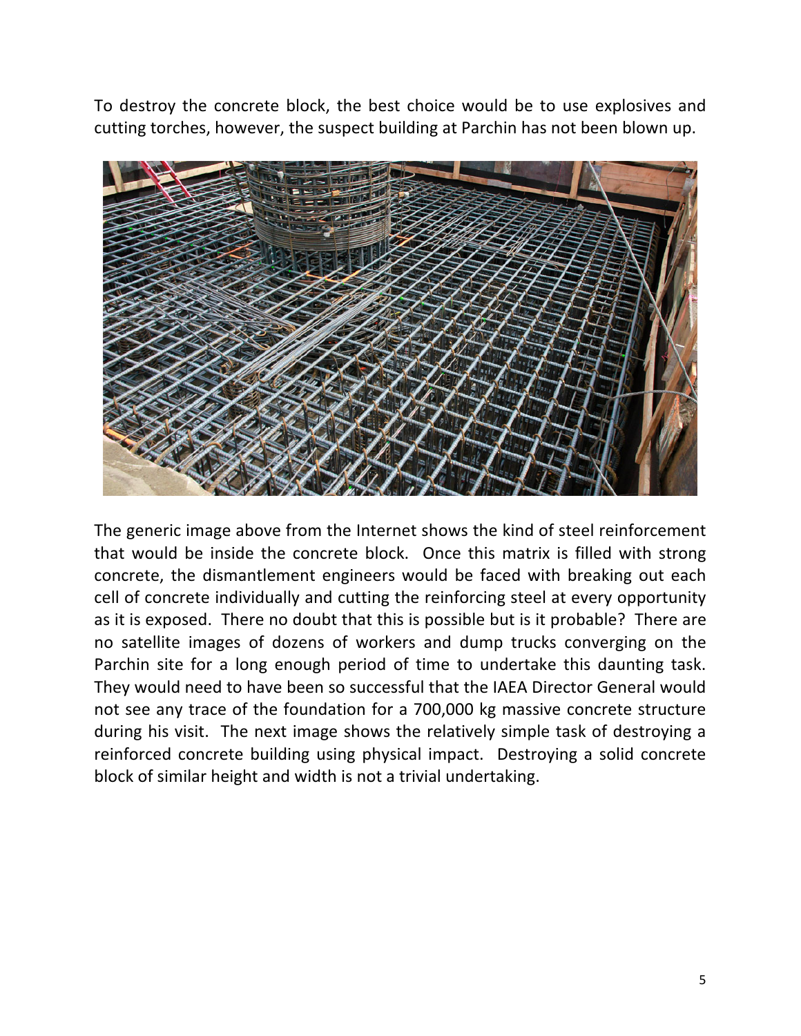To destroy the concrete block, the best choice would be to use explosives and cutting torches, however, the suspect building at Parchin has not been blown up.

The generic image above from the Internet shows the kind of steel reinforcement that would be inside the concrete block. Once this matrix is filled with strong concrete, the dismantlement engineers would be faced with breaking out each cell of concrete individually and cutting the reinforcing steel at every opportunity as it is exposed. There no doubt that this is possible but is it probable? There are no satellite images of dozens of workers and dump trucks converging on the Parchin site for a long enough period of time to undertake this daunting task. They would need to have been so successful that the IAEA Director General would not see any trace of the foundation for a 700,000 kg massive concrete structure during his visit. The next image shows the relatively simple task of destroying a reinforced concrete building using physical impact. Destroying a solid concrete block of similar height and width is not a trivial undertaking.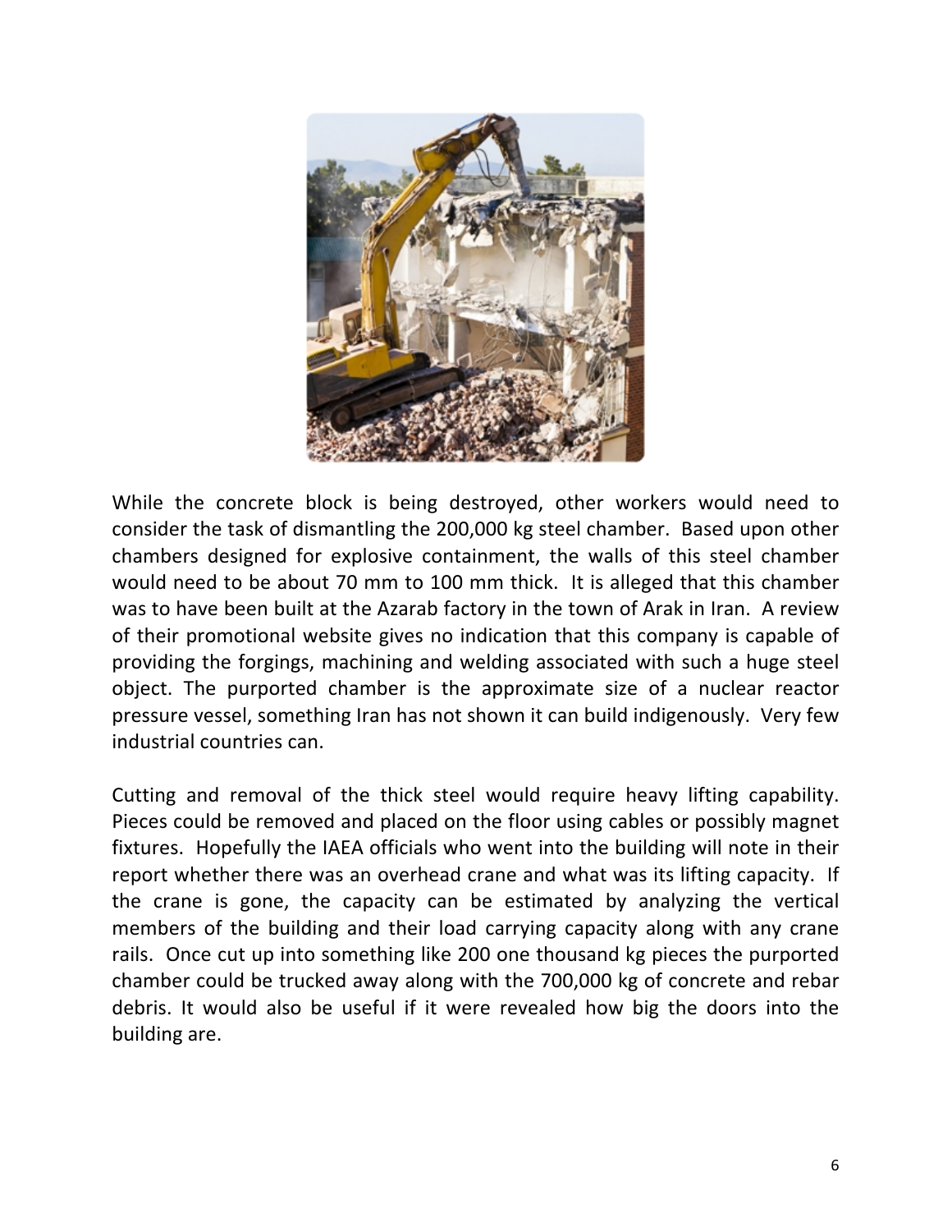While the concrete block is being destroyed, other workers would need to consider the task of dismantling the 200,000 kg steel chamber. Based upon other chambers designed for explosive containment, the walls of this steel chamber would need to be about 70 mm to 100 mm thick. It is alleged that this chamber was to have been built at the Azarab factory in the town of Arak in Iran. A review of their promotional website gives no indication that this company is capable of providing the forgings, machining and welding associated with such a huge steel object. The purported chamber is the approximate size of a nuclear reactor pressure vessel, something Iran has not shown it can build indigenously. Very few industrial countries can.

Cutting and removal of the thick steel would require heavy lifting capability. Pieces could be removed and placed on the floor using cables or possibly magnet fixtures. Hopefully the IAEA officials who went into the building will note in their report whether there was an overhead crane and what was its lifting capacity. If the crane is gone, the capacity can be estimated by analyzing the vertical members of the building and their load carrying capacity along with any crane rails. Once cut up into something like 200 one thousand kg pieces the purported chamber could be trucked away along with the 700,000 kg of concrete and rebar debris. It would also be useful if it were revealed how big the doors into the building are.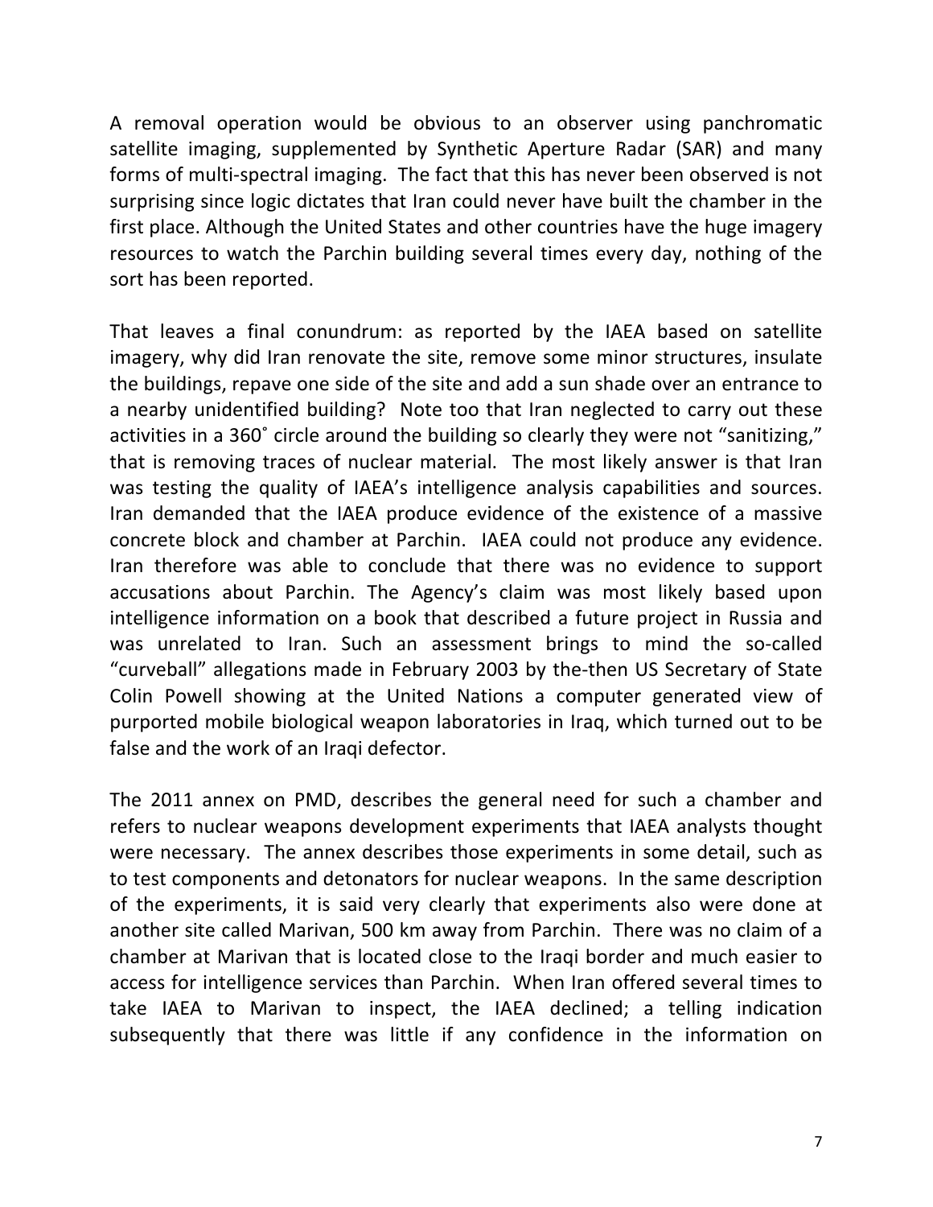A removal operation would be obvious to an observer using panchromatic satellite imaging, supplemented by Synthetic Aperture Radar (SAR) and many forms of multi-spectral imaging. The fact that this has never been observed is not surprising since logic dictates that Iran could never have built the chamber in the first place. Although the United States and other countries have the huge imagery resources to watch the Parchin building several times every day, nothing of the sort has been reported.

That leaves a final conundrum: as reported by the IAEA based on satellite imagery, why did Iran renovate the site, remove some minor structures, insulate the buildings, repave one side of the site and add a sun shade over an entrance to a nearby unidentified building? Note too that Iran neglected to carry out these activities in a 360˚ circle around the building so clearly they were not "sanitizing," that is removing traces of nuclear material. The most likely answer is that Iran was testing the quality of IAEA's intelligence analysis capabilities and sources. Iran demanded that the IAEA produce evidence of the existence of a massive concrete block and chamber at Parchin. IAEA could not produce any evidence. Iran therefore was able to conclude that there was no evidence to support accusations about Parchin. The Agency's claim was most likely based upon intelligence information on a book that described a future project in Russia and was unrelated to Iran. Such an assessment brings to mind the so-called "curveball" allegations made in February 2003 by the-then US Secretary of State Colin Powell showing at the United Nations a computer generated view of purported mobile biological weapon laboratories in Iraq, which turned out to be false and the work of an Iraqi defector.

The 2011 annex on PMD, describes the general need for such a chamber and refers to nuclear weapons development experiments that IAEA analysts thought were necessary. The annex describes those experiments in some detail, such as to test components and detonators for nuclear weapons. In the same description of the experiments, it is said very clearly that experiments also were done at another site called Marivan, 500 km away from Parchin. There was no claim of a chamber at Marivan that is located close to the Iraqi border and much easier to access for intelligence services than Parchin. When Iran offered several times to take IAEA to Marivan to inspect, the IAEA declined; a telling indication subsequently that there was little if any confidence in the information on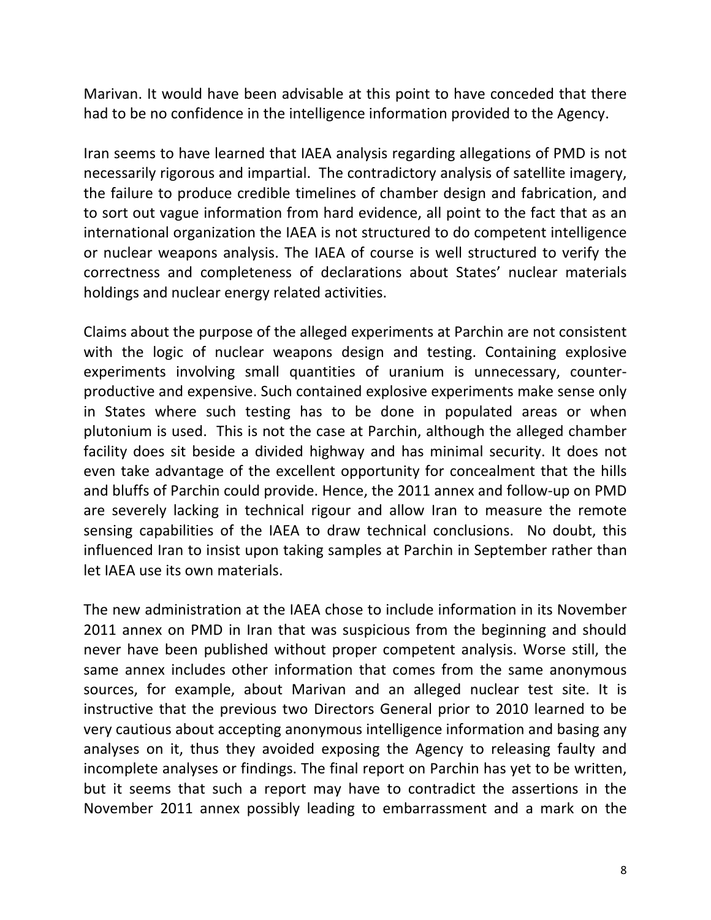Marivan. It would have been advisable at this point to have conceded that there had to be no confidence in the intelligence information provided to the Agency.

Iran seems to have learned that IAEA analysis regarding allegations of PMD is not necessarily rigorous and impartial. The contradictory analysis of satellite imagery, the failure to produce credible timelines of chamber design and fabrication, and to sort out vague information from hard evidence, all point to the fact that as an international organization the IAEA is not structured to do competent intelligence or nuclear weapons analysis. The IAEA of course is well structured to verify the correctness and completeness of declarations about States' nuclear materials holdings and nuclear energy related activities.

Claims about the purpose of the alleged experiments at Parchin are not consistent with the logic of nuclear weapons design and testing. Containing explosive experiments involving small quantities of uranium is unnecessary, counter-productive and expensive. Such contained explosive experiments make sense only in States where such testing has to be done in populated areas or when plutonium is used. This is not the case at Parchin, although the alleged chamber facility does sit beside a divided highway and has minimal security. It does not even take advantage of the excellent opportunity for concealment that the hills and bluffs of Parchin could provide. Hence, the 2011 annex and follow-up on PMD are severely lacking in technical rigour and allow Iran to measure the remote sensing capabilities of the IAEA to draw technical conclusions. No doubt, this influenced Iran to insist upon taking samples at Parchin in September rather than let IAEA use its own materials.

The new administration at the IAEA chose to include information in its November 2011 annex on PMD in Iran that was suspicious from the beginning and should never have been published without proper competent analysis. Worse still, the same annex includes other information that comes from the same anonymous sources, for example, about Marivan and an alleged nuclear test site. It is instructive that the previous two Directors General prior to 2010 learned to be very cautious about accepting anonymous intelligence information and basing any analyses on it, thus they avoided exposing the Agency to releasing faulty and incomplete analyses or findings. The final report on Parchin has yet to be written, but it seems that such a report may have to contradict the assertions in the November 2011 annex possibly leading to embarrassment and a mark on the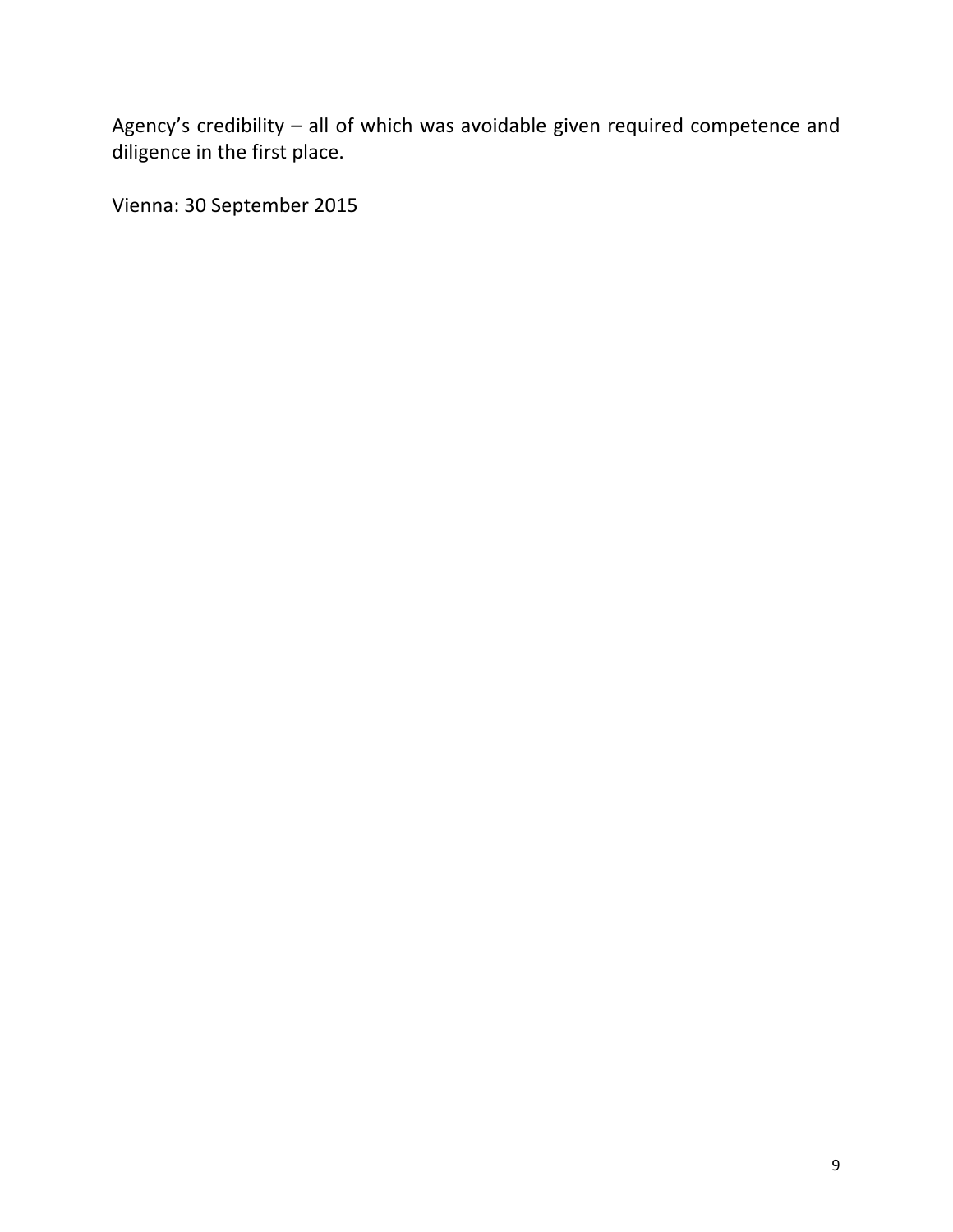Agency's credibility – all of which was avoidable given required competence and diligence in the first place.

Vienna: 30 September 2015